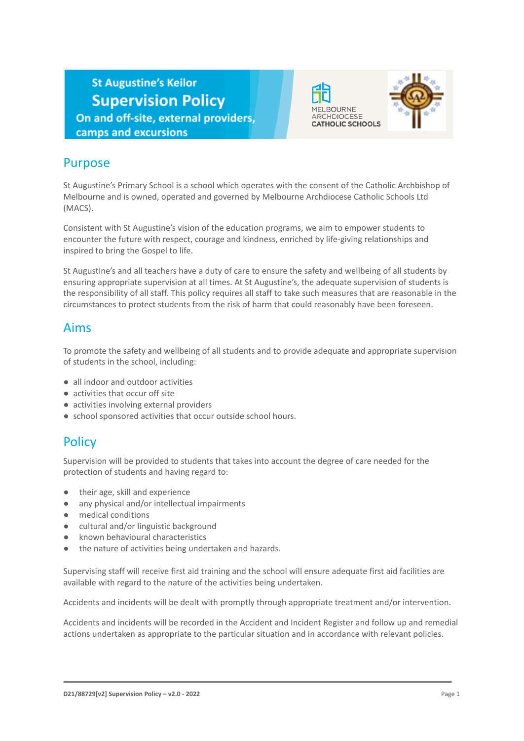St Augustine's Keilor

# Supervision Policy

On and off-site, external providers, camps and excursions

MELBOURNE ARCHDIOCESE CATHOLIC SCHOOLS

## Purpose

St Augustine's Primary School is a school which operates with the consent of the Catholic Archbishop of Melbourne and is owned, operated and governed by Melbourne Archdiocese Catholic Schools Ltd (MACS).

Consistent with St Augustine's vision of the education programs, we aim to empower students to encounter the future with respect, courage and kindness, enriched by life-giving relationships and inspired to bring the Gospel to life.

St Augustine's and all teachers have a duty of care to ensure the safety and wellbeing of all students by ensuring appropriate supervision at all times. At St Augustine's, the adequate supervision of students is the responsibility of all staff. This policy requires all staff to take such measures that are reasonable in the circumstances to protect students from the risk of harm that could reasonably have been foreseen.

## Aims

To promote the safety and wellbeing of all students and to provide adequate and appropriate supervision of students in the school, including:

- all indoor and outdoor activities
- activities that occur off site
- activities involving external providers
- school sponsored activities that occur outside school hours.

## Policy

Supervision will be provided to students that takes into account the degree of care needed for the protection of students and having regard to:

- their age, skill and experience
- any physical and/or intellectual impairments
- medical conditions
- cultural and/or linguistic background
- known behavioural characteristics
- the nature of activities being undertaken and hazards.

Supervising staff will receive first aid training and the school will ensure adequate first aid facilities are available with regard to the nature of the activities being undertaken.

Accidents and incidents will be dealt with promptly through appropriate treatment and/or intervention.

Accidents and incidents will be recorded in the Accident and Incident Register and follow up and remedial actions undertaken as appropriate to the particular situation and in accordance with relevant policies.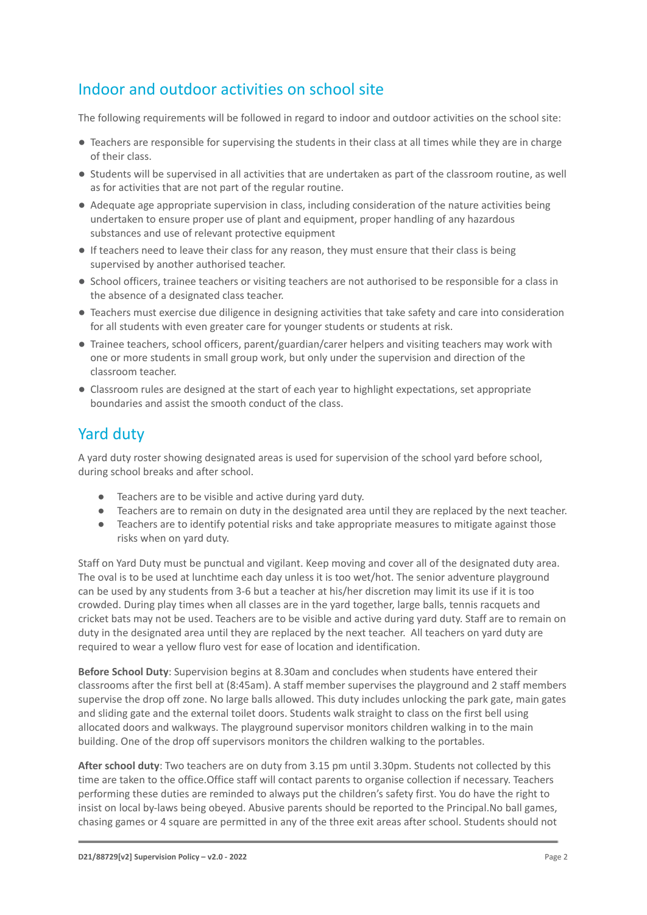## Indoor and outdoor activities on school site

The following requirements will be followed in regard to indoor and outdoor activities on the school site:

- Teachers are responsible for supervising the students in their class at all times while they are in charge of their class.
- Students will be supervised in all activities that are undertaken as part of the classroom routine, as well as for activities that are not part of the regular routine.
- Adequate age appropriate supervision in class, including consideration of the nature activities being undertaken to ensure proper use of plant and equipment, proper handling of any hazardous substances and use of relevant protective equipment
- If teachers need to leave their class for any reason, they must ensure that their class is being supervised by another authorised teacher.
- School officers, trainee teachers or visiting teachers are not authorised to be responsible for a class in the absence of a designated class teacher.
- Teachers must exercise due diligence in designing activities that take safety and care into consideration for all students with even greater care for younger students or students at risk.
- Trainee teachers, school officers, parent/guardian/carer helpers and visiting teachers may work with one or more students in small group work, but only under the supervision and direction of the classroom teacher.
- Classroom rules are designed at the start of each year to highlight expectations, set appropriate boundaries and assist the smooth conduct of the class.

## Yard duty

A yard duty roster showing designated areas is used for supervision of the school yard before school, during school breaks and after school.

- Teachers are to be visible and active during yard duty.
- Teachers are to remain on duty in the designated area until they are replaced by the next teacher.
- Teachers are to identify potential risks and take appropriate measures to mitigate against those risks when on yard duty.

Staff on Yard Duty must be punctual and vigilant. Keep moving and cover all of the designated duty area. The oval is to be used at lunchtime each day unless it is too wet/hot. The senior adventure playground can be used by any students from 3-6 but a teacher at his/her discretion may limit its use if it is too crowded. During play times when all classes are in the yard together, large balls, tennis racquets and cricket bats may not be used. Teachers are to be visible and active during yard duty. Staff are to remain on duty in the designated area until they are replaced by the next teacher. All teachers on yard duty are required to wear a yellow fluro vest for ease of location and identification.

**Before School Duty**: Supervision begins at 8.30am and concludes when students have entered their classrooms after the first bell at (8:45am). A staff member supervises the playground and 2 staff members supervise the drop off zone. No large balls allowed. This duty includes unlocking the park gate, main gates and sliding gate and the external toilet doors. Students walk straight to class on the first bell using allocated doors and walkways. The playground supervisor monitors children walking in to the main building. One of the drop off supervisors monitors the children walking to the portables.

**After school duty**: Two teachers are on duty from 3.15 pm until 3.30pm. Students not collected by this time are taken to the office.Office staff will contact parents to organise collection if necessary. Teachers performing these duties are reminded to always put the children's safety first. You do have the right to insist on local by-laws being obeyed. Abusive parents should be reported to the Principal.No ball games, chasing games or 4 square are permitted in any of the three exit areas after school. Students should not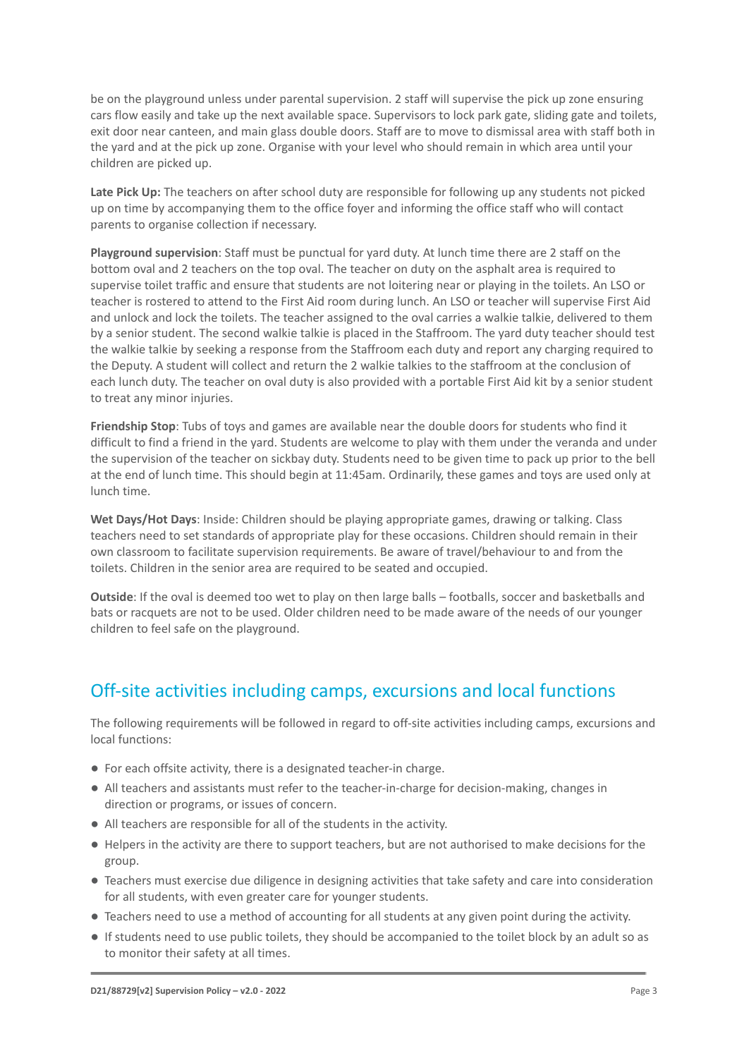be on the playground unless under parental supervision. 2 staff will supervise the pick up zone ensuring cars flow easily and take up the next available space. Supervisors to lock park gate, sliding gate and toilets, exit door near canteen, and main glass double doors. Staff are to move to dismissal area with staff both in the yard and at the pick up zone. Organise with your level who should remain in which area until your children are picked up.

**Late Pick Up:** The teachers on after school duty are responsible for following up any students not picked up on time by accompanying them to the office foyer and informing the office staff who will contact parents to organise collection if necessary.

**Playground supervision**: Staff must be punctual for yard duty. At lunch time there are 2 staff on the bottom oval and 2 teachers on the top oval. The teacher on duty on the asphalt area is required to supervise toilet traffic and ensure that students are not loitering near or playing in the toilets. An LSO or teacher is rostered to attend to the First Aid room during lunch. An LSO or teacher will supervise First Aid and unlock and lock the toilets. The teacher assigned to the oval carries a walkie talkie, delivered to them by a senior student. The second walkie talkie is placed in the Staffroom. The yard duty teacher should test the walkie talkie by seeking a response from the Staffroom each duty and report any charging required to the Deputy. A student will collect and return the 2 walkie talkies to the staffroom at the conclusion of each lunch duty. The teacher on oval duty is also provided with a portable First Aid kit by a senior student to treat any minor injuries.

**Friendship Stop**: Tubs of toys and games are available near the double doors for students who find it difficult to find a friend in the yard. Students are welcome to play with them under the veranda and under the supervision of the teacher on sickbay duty. Students need to be given time to pack up prior to the bell at the end of lunch time. This should begin at 11:45am. Ordinarily, these games and toys are used only at lunch time.

**Wet Days/Hot Days**: Inside: Children should be playing appropriate games, drawing or talking. Class teachers need to set standards of appropriate play for these occasions. Children should remain in their own classroom to facilitate supervision requirements. Be aware of travel/behaviour to and from the toilets. Children in the senior area are required to be seated and occupied.

**Outside**: If the oval is deemed too wet to play on then large balls – footballs, soccer and basketballs and bats or racquets are not to be used. Older children need to be made aware of the needs of our younger children to feel safe on the playground.

## Off-site activities including camps, excursions and local functions

The following requirements will be followed in regard to off-site activities including camps, excursions and local functions:

- For each offsite activity, there is a designated teacher-in charge.
- All teachers and assistants must refer to the teacher-in-charge for decision-making, changes in direction or programs, or issues of concern.
- All teachers are responsible for all of the students in the activity.
- Helpers in the activity are there to support teachers, but are not authorised to make decisions for the group.
- Teachers must exercise due diligence in designing activities that take safety and care into consideration for all students, with even greater care for younger students.
- Teachers need to use a method of accounting for all students at any given point during the activity.
- If students need to use public toilets, they should be accompanied to the toilet block by an adult so as to monitor their safety at all times.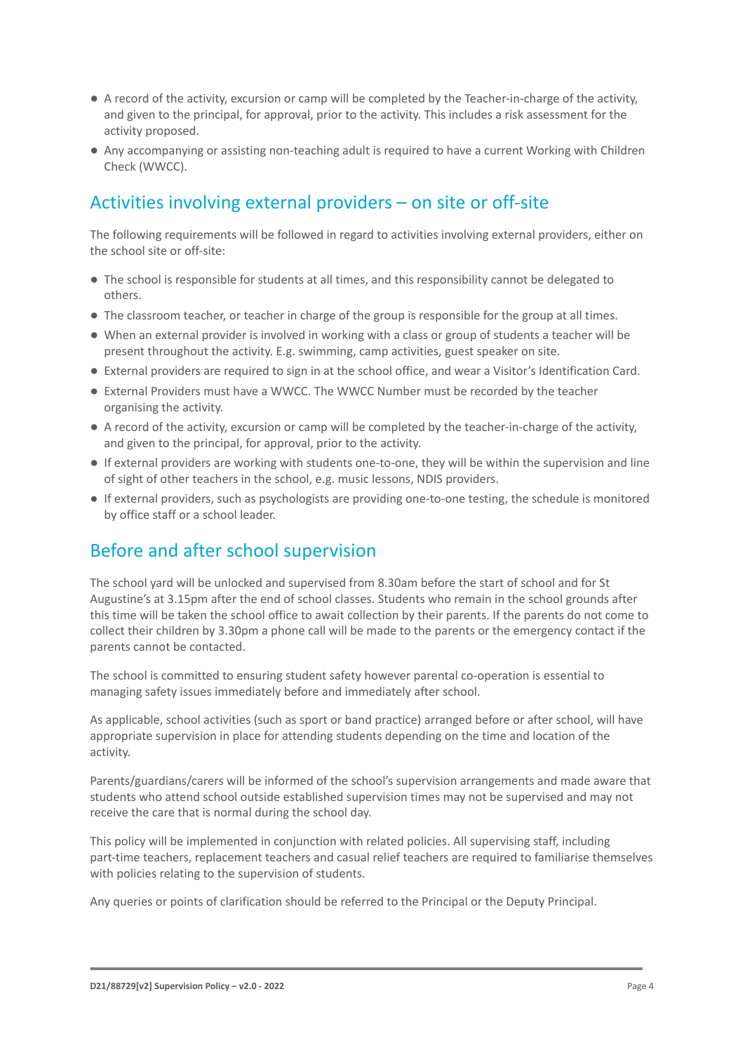- A record of the activity, excursion or camp will be completed by the Teacher-in-charge of the activity, and given to the principal, for approval, prior to the activity. This includes a risk assessment for the activity proposed.
- Any accompanying or assisting non-teaching adult is required to have a current Working with Children Check (WWCC).

## Activities involving external providers – on site or off-site

The following requirements will be followed in regard to activities involving external providers, either on the school site or off-site:

- The school is responsible for students at all times, and this responsibility cannot be delegated to others.
- The classroom teacher, or teacher in charge of the group is responsible for the group at all times.
- When an external provider is involved in working with a class or group of students a teacher will be present throughout the activity. E.g. swimming, camp activities, guest speaker on site.
- External providers are required to sign in at the school office, and wear a Visitor's Identification Card.
- External Providers must have a WWCC. The WWCC Number must be recorded by the teacher organising the activity.
- A record of the activity, excursion or camp will be completed by the teacher-in-charge of the activity, and given to the principal, for approval, prior to the activity.
- If external providers are working with students one-to-one, they will be within the supervision and line of sight of other teachers in the school, e.g. music lessons, NDIS providers.
- If external providers, such as psychologists are providing one-to-one testing, the schedule is monitored by office staff or a school leader.

## Before and after school supervision

The school yard will be unlocked and supervised from 8.30am before the start of school and for St Augustine's at 3.15pm after the end of school classes. Students who remain in the school grounds after this time will be taken the school office to await collection by their parents. If the parents do not come to collect their children by 3.30pm a phone call will be made to the parents or the emergency contact if the parents cannot be contacted.

The school is committed to ensuring student safety however parental co-operation is essential to managing safety issues immediately before and immediately after school.

As applicable, school activities (such as sport or band practice) arranged before or after school, will have appropriate supervision in place for attending students depending on the time and location of the activity.

Parents/guardians/carers will be informed of the school's supervision arrangements and made aware that students who attend school outside established supervision times may not be supervised and may not receive the care that is normal during the school day.

This policy will be implemented in conjunction with related policies. All supervising staff, including part-time teachers, replacement teachers and casual relief teachers are required to familiarise themselves with policies relating to the supervision of students.

Any queries or points of clarification should be referred to the Principal or the Deputy Principal.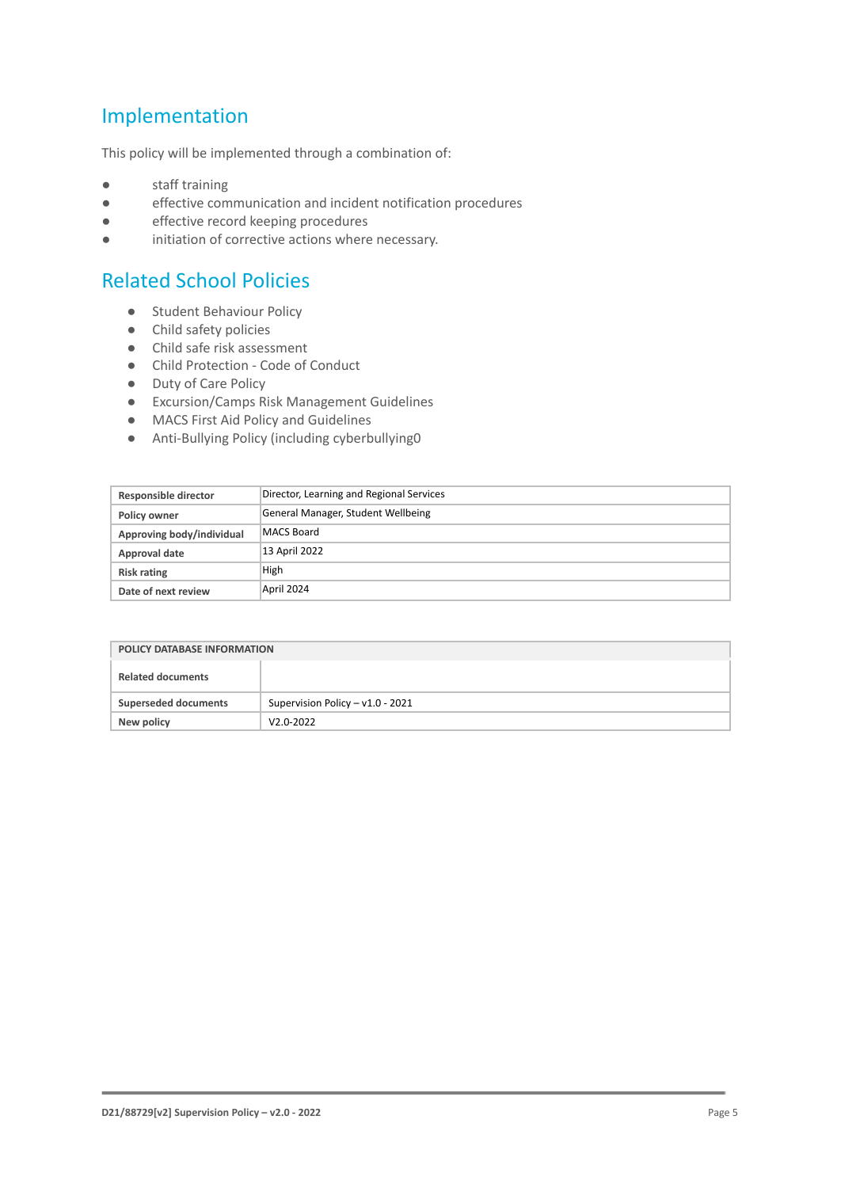## Implementation

This policy will be implemented through a combination of:

- staff training
- effective communication and incident notification procedures
- effective record keeping procedures
- initiation of corrective actions where necessary.

## Related School Policies

- Student Behaviour Policy
- Child safety policies
- Child safe risk assessment
- Child Protection - Code of Conduct
- Duty of Care Policy
- Excursion/Camps Risk Management Guidelines
- MACS First Aid Policy and Guidelines
- Anti-Bullying Policy (including cyberbullying0

| | |
|---|---|
| **Responsible director** | Director, Learning and Regional Services |
| **Policy owner** | General Manager, Student Wellbeing |
| **Approving body/individual** | MACS Board |
| **Approval date** | 13 April 2022 |
| **Risk rating** | High |
| **Date of next review** | April 2024 |

| **POLICY DATABASE INFORMATION** | |
|---|---|
| **Related documents** | |
| **Superseded documents** | Supervision Policy – v1.0 - 2021 |
| **New policy** | V2.0-2022 |